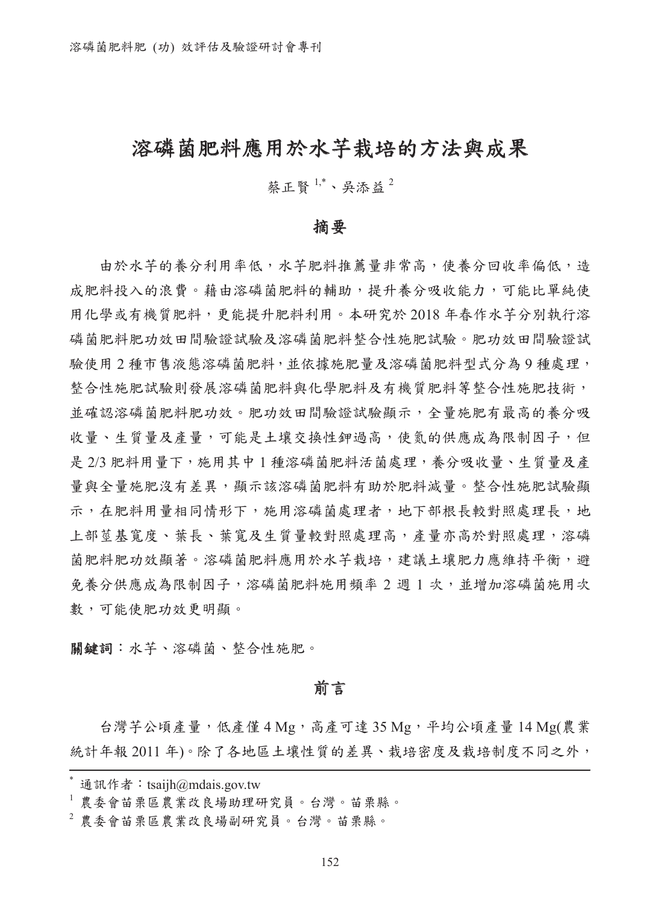# 溶磷菌肥料應用於水芋栽培的方法與成果

蔡正賢[1,*]、吳添益[2]

## 摘要

由於水芋的養分利用率低，水芋肥料推薦量非常高，使養分回收率偏低，造成肥料投入的浪費。藉由溶磷菌肥料的輔助，提升養分吸收能力，可能比單純使用化學或有機質肥料，更能提升肥料利用。本研究於 2018 年春作水芋分別執行溶磷菌肥料肥功效田間驗證試驗及溶磷菌肥料整合性施肥試驗。肥功效田間驗證試驗使用 2 種市售液態溶磷菌肥料，並依據施肥量及溶磷菌肥料型式分為 9 種處理，整合性施肥試驗則發展溶磷菌肥料與化學肥料及有機質肥料等整合性施肥技術，並確認溶磷菌肥料肥功效。肥功效田間驗證試驗顯示，全量施肥有最高的養分吸收量、生質量及產量，可能是土壤交換性鉀過高，使氮的供應成為限制因子，但是 2/3 肥料用量下，施用其中 1 種溶磷菌肥料活菌處理，養分吸收量、生質量及產量與全量施肥沒有差異，顯示該溶磷菌肥料有助於肥料減量。整合性施肥試驗顯示，在肥料用量相同情形下，施用溶磷菌處理者，地下部根長較對照處理長，地上部莖基寬度、葉長、葉寬及生質量較對照處理高，產量亦高於對照處理，溶磷菌肥料肥功效顯著。溶磷菌肥料應用於水芋栽培，建議土壤肥力應維持平衡，避免養分供應成為限制因子，溶磷菌肥料施用頻率 2 週 1 次，並增加溶磷菌施用次數，可能使肥功效更明顯。

**關鍵詞**：水芋、溶磷菌、整合性施肥。

## 前言

台灣芋公頃產量，低產僅 4 Mg，高產可達 35 Mg，平均公頃產量 14 Mg(農業統計年報 2011 年)。除了各地區土壤性質的差異、栽培密度及栽培制度不同之外，

---

[*] 通訊作者：tsaijh@mdais.gov.tw

[1] 農委會苗栗區農業改良場助理研究員。台灣。苗栗縣。

[2] 農委會苗栗區農業改良場副研究員。台灣。苗栗縣。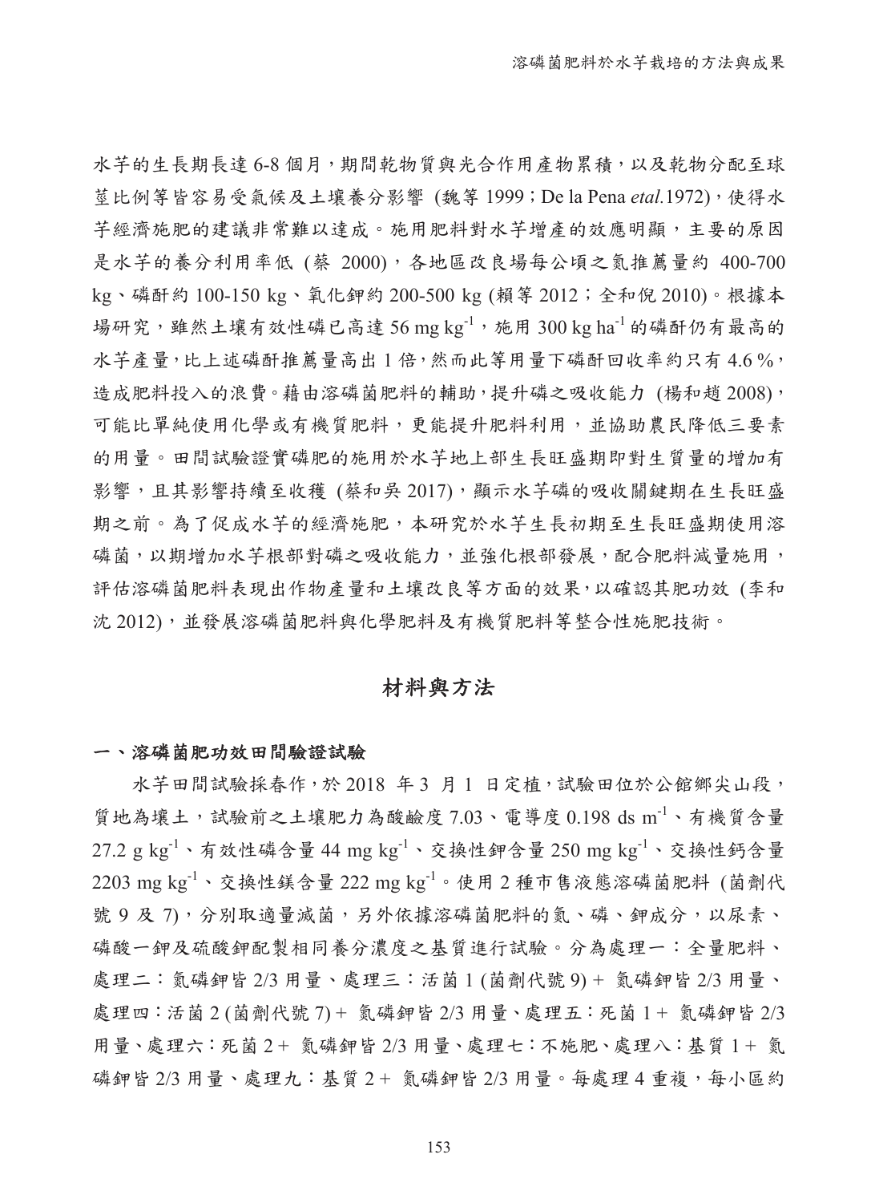水芋的生長期長達 6-8 個月，期間乾物質與光合作用產物累積，以及乾物分配至球莖比例等皆容易受氣候及土壤養分影響 (魏等 1999；De la Pena *etal.*1972)，使得水芋經濟施肥的建議非常難以達成。施用肥料對水芋增產的效應明顯，主要的原因是水芋的養分利用率低 (蔡 2000)，各地區改良場每公頃之氮推薦量約 400-700 kg、磷酐約 100-150 kg、氧化鉀約 200-500 kg (賴等 2012；全和倪 2010)。根據本場研究，雖然土壤有效性磷已高達 56 mg $kg^{-1}$，施用 300 kg $ha^{-1}$ 的磷酐仍有最高的水芋產量，比上述磷酐推薦量高出 1 倍，然而此等用量下磷酐回收率約只有 4.6 %，造成肥料投入的浪費。藉由溶磷菌肥料的輔助，提升磷之吸收能力 (楊和趙 2008)，可能比單純使用化學或有機質肥料，更能提升肥料利用，並協助農民降低三要素的用量。田間試驗證實磷肥的施用於水芋地上部生長旺盛期即對生質量的增加有影響，且其影響持續至收穫 (蔡和吳 2017)，顯示水芋磷的吸收關鍵期在生長旺盛期之前。為了促成水芋的經濟施肥，本研究於水芋生長初期至生長旺盛期使用溶磷菌，以期增加水芋根部對磷之吸收能力，並強化根部發展，配合肥料減量施用，評估溶磷菌肥料表現出作物產量和土壤改良等方面的效果，以確認其肥功效 (李和沈 2012)，並發展溶磷菌肥料與化學肥料及有機質肥料等整合性施肥技術。

## 材料與方法

### 一、溶磷菌肥功效田間驗證試驗

水芋田間試驗採春作，於 2018 年 3 月 1 日定植，試驗田位於公館鄉尖山段，質地為壤土，試驗前之土壤肥力為酸鹼度 7.03、電導度 0.198 ds $m^{-1}$、有機質含量 27.2 g $kg^{-1}$、有效性磷含量 44 mg $kg^{-1}$、交換性鉀含量 250 mg $kg^{-1}$、交換性鈣含量 2203 mg $kg^{-1}$、交換性鎂含量 222 mg $kg^{-1}$。使用 2 種市售液態溶磷菌肥料 (菌劑代號 9 及 7)，分別取適量滅菌，另外依據溶磷菌肥料的氮、磷、鉀成分，以尿素、磷酸一鉀及硫酸鉀配製相同養分濃度之基質進行試驗。分為處理一：全量肥料、處理二：氮磷鉀皆 2/3 用量、處理三：活菌 1 (菌劑代號 9) + 氮磷鉀皆 2/3 用量、處理四：活菌 2 (菌劑代號 7) + 氮磷鉀皆 2/3 用量、處理五：死菌 1 + 氮磷鉀皆 2/3 用量、處理六：死菌 2 + 氮磷鉀皆 2/3 用量、處理七：不施肥、處理八：基質 1 + 氮磷鉀皆 2/3 用量、處理九：基質 2 + 氮磷鉀皆 2/3 用量。每處理 4 重複，每小區約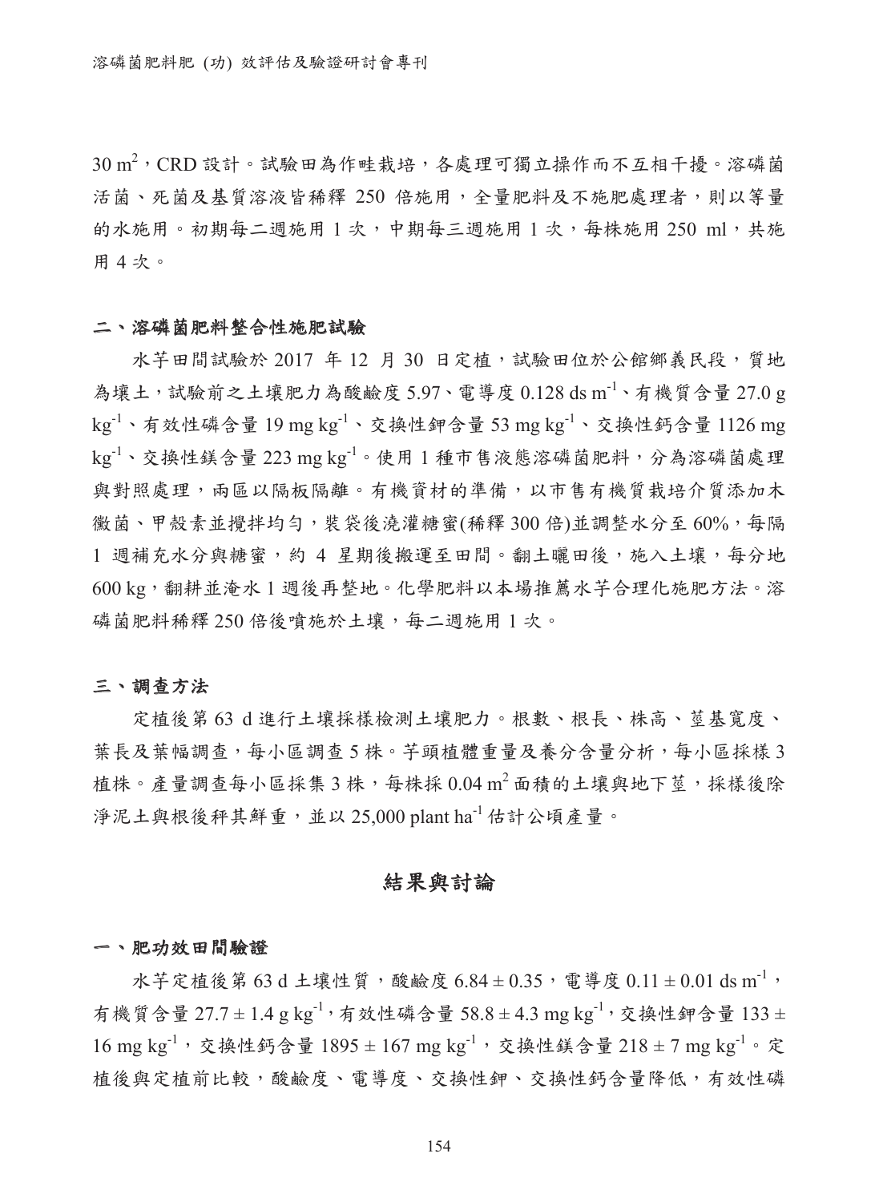30 $m^2$，CRD 設計。試驗田為作畦栽培，各處理可獨立操作而不互相干擾。溶磷菌活菌、死菌及基質溶液皆稀釋 250 倍施用，全量肥料及不施肥處理者，則以等量的水施用。初期每二週施用 1 次，中期每三週施用 1 次，每株施用 250 ml，共施用 4 次。

### 二、溶磷菌肥料整合性施肥試驗

水芋田間試驗於 2017 年 12 月 30 日定植，試驗田位於公館鄉義民段，質地為壤土，試驗前之土壤肥力為酸鹼度 5.97、電導度 0.128 ds $m^{-1}$、有機質含量 27.0 g $kg^{-1}$、有效性磷含量 19 mg $kg^{-1}$、交換性鉀含量 53 mg $kg^{-1}$、交換性鈣含量 1126 mg $kg^{-1}$、交換性鎂含量 223 mg $kg^{-1}$。使用 1 種市售液態溶磷菌肥料，分為溶磷菌處理與對照處理，兩區以隔板隔離。有機資材的準備，以市售有機質栽培介質添加木黴菌、甲殼素並攪拌均勻，裝袋後澆灌糖蜜(稀釋 300 倍)並調整水分至 60%，每隔 1 週補充水分與糖蜜，約 4 星期後搬運至田間。翻土曬田後，施入土壤，每分地 600 kg，翻耕並淹水 1 週後再整地。化學肥料以本場推薦水芋合理化施肥方法。溶磷菌肥料稀釋 250 倍後噴施於土壤，每二週施用 1 次。

### 三、調查方法

定植後第 63 d 進行土壤採樣檢測土壤肥力。根數、根長、株高、莖基寬度、葉長及葉幅調查，每小區調查 5 株。芋頭植體重量及養分含量分析，每小區採樣 3 植株。產量調查每小區採集 3 株，每株採 0.04 $m^2$ 面積的土壤與地下莖，採樣後除淨泥土與根後秤其鮮重，並以 25,000 plant $ha^{-1}$ 估計公頃產量。

## 結果與討論

### 一、肥功效田間驗證

水芋定植後第 63 d 土壤性質，酸鹼度 $6.84 \pm 0.35$，電導度 $0.11 \pm 0.01$ ds $m^{-1}$，有機質含量 $27.7 \pm 1.4$ g $kg^{-1}$，有效性磷含量 $58.8 \pm 4.3$ mg $kg^{-1}$，交換性鉀含量 $133 \pm 16$ mg $kg^{-1}$，交換性鈣含量 $1895 \pm 167$ mg $kg^{-1}$，交換性鎂含量 $218 \pm 7$ mg $kg^{-1}$。定植後與定植前比較，酸鹼度、電導度、交換性鉀、交換性鈣含量降低，有效性磷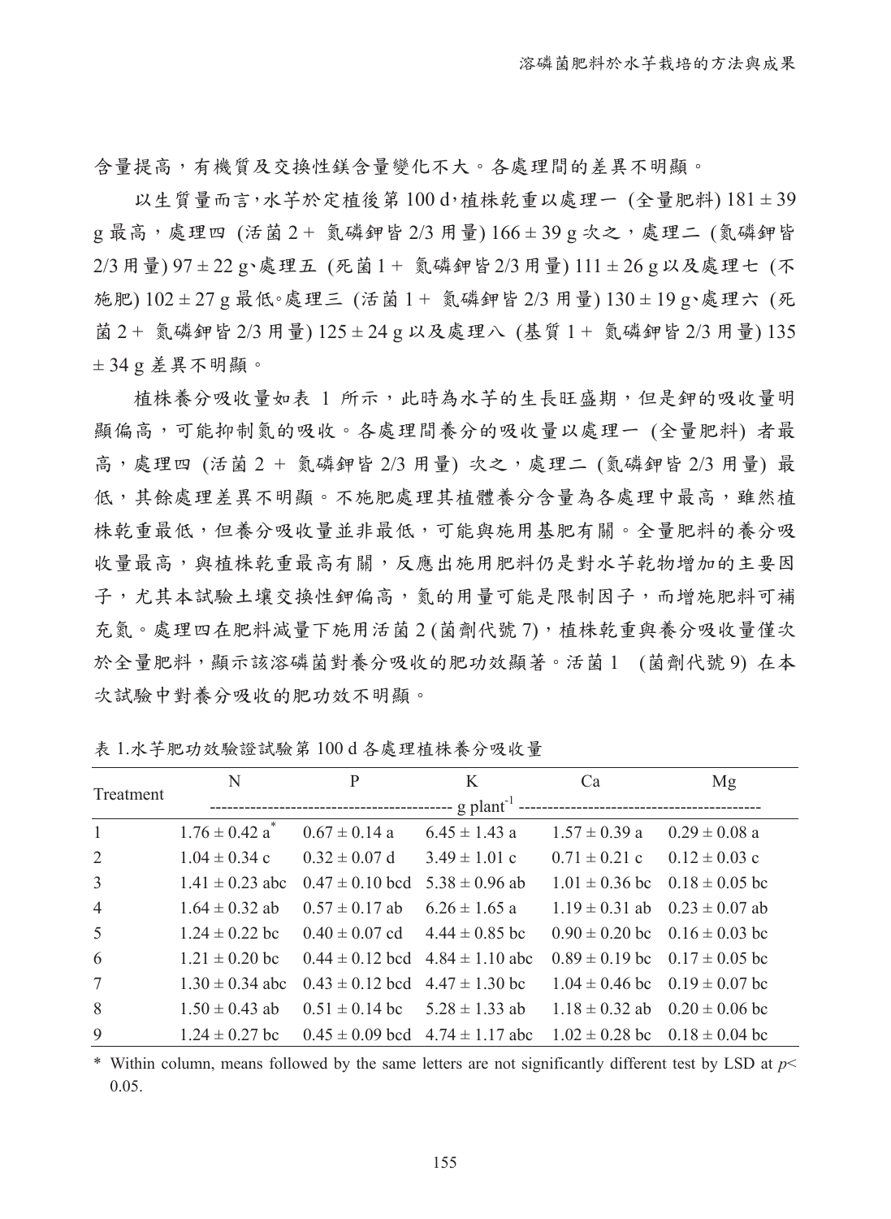含量提高，有機質及交換性鎂含量變化不大。各處理間的差異不明顯。

以生質量而言，水芋於定植後第 100 d，植株乾重以處理一 (全量肥料) 181 ± 39 g 最高，處理四 (活菌 2 + 氮磷鉀皆 2/3 用量) 166 ± 39 g 次之，處理二 (氮磷鉀皆 2/3 用量) 97 ± 22 g、處理五 (死菌 1 + 氮磷鉀皆 2/3 用量) 111 ± 26 g 以及處理七 (不施肥) 102 ± 27 g 最低。處理三 (活菌 1 + 氮磷鉀皆 2/3 用量) 130 ± 19 g、處理六 (死菌 2 + 氮磷鉀皆 2/3 用量) 125 ± 24 g 以及處理八 (基質 1 + 氮磷鉀皆 2/3 用量) 135 ± 34 g 差異不明顯。

植株養分吸收量如表 1 所示，此時為水芋的生長旺盛期，但是鉀的吸收量明顯偏高，可能抑制氮的吸收。各處理間養分的吸收量以處理一 (全量肥料) 者最高，處理四 (活菌 2 + 氮磷鉀皆 2/3 用量) 次之，處理二 (氮磷鉀皆 2/3 用量) 最低，其餘處理差異不明顯。不施肥處理其植體養分含量為各處理中最高，雖然植株乾重最低，但養分吸收量並非最低，可能與施用基肥有關。全量肥料的養分吸收量最高，與植株乾重最高有關，反應出施用肥料仍是對水芋乾物增加的主要因子，尤其本試驗土壤交換性鉀偏高，氮的用量可能是限制因子，而增施肥料可補充氮。處理四在肥料減量下施用活菌 2 (菌劑代號 7)，植株乾重與養分吸收量僅次於全量肥料，顯示該溶磷菌對養分吸收的肥功效顯著。活菌 1 (菌劑代號 9) 在本次試驗中對養分吸收的肥功效不明顯。

表 1.水芋肥功效驗證試驗第 100 d 各處理植株養分吸收量

| Treatment | N | P | K | Ca | Mg |
|---|---|---|---|---|---|
| | g plant$^{-1}$ | | | | |
| 1 | 1.76 ± 0.42 a* | 0.67 ± 0.14 a | 6.45 ± 1.43 a | 1.57 ± 0.39 a | 0.29 ± 0.08 a |
| 2 | 1.04 ± 0.34 c | 0.32 ± 0.07 d | 3.49 ± 1.01 c | 0.71 ± 0.21 c | 0.12 ± 0.03 c |
| 3 | 1.41 ± 0.23 abc | 0.47 ± 0.10 bcd | 5.38 ± 0.96 ab | 1.01 ± 0.36 bc | 0.18 ± 0.05 bc |
| 4 | 1.64 ± 0.32 ab | 0.57 ± 0.17 ab | 6.26 ± 1.65 a | 1.19 ± 0.31 ab | 0.23 ± 0.07 ab |
| 5 | 1.24 ± 0.22 bc | 0.40 ± 0.07 cd | 4.44 ± 0.85 bc | 0.90 ± 0.20 bc | 0.16 ± 0.03 bc |
| 6 | 1.21 ± 0.20 bc | 0.44 ± 0.12 bcd | 4.84 ± 1.10 abc | 0.89 ± 0.19 bc | 0.17 ± 0.05 bc |
| 7 | 1.30 ± 0.34 abc | 0.43 ± 0.12 bcd | 4.47 ± 1.30 bc | 1.04 ± 0.46 bc | 0.19 ± 0.07 bc |
| 8 | 1.50 ± 0.43 ab | 0.51 ± 0.14 bc | 5.28 ± 1.33 ab | 1.18 ± 0.32 ab | 0.20 ± 0.06 bc |
| 9 | 1.24 ± 0.27 bc | 0.45 ± 0.09 bcd | 4.74 ± 1.17 abc | 1.02 ± 0.28 bc | 0.18 ± 0.04 bc |

* Within column, means followed by the same letters are not significantly different test by LSD at $p < 0.05$.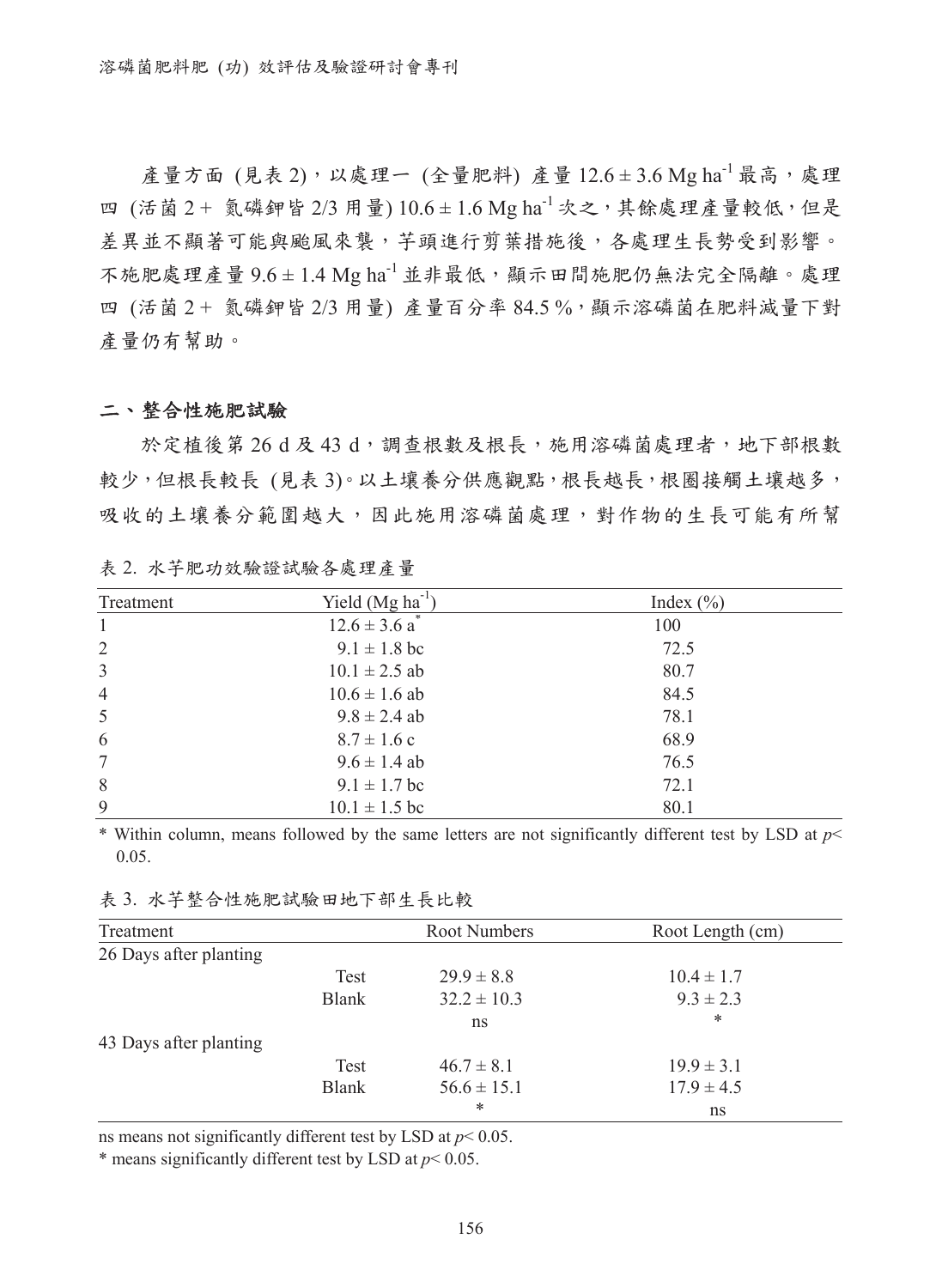產量方面 (見表 2)，以處理一 (全量肥料) 產量 12.6 ± 3.6 Mg ha$^{-1}$ 最高，處理四 (活菌 2 + 氮磷鉀皆 2/3 用量) 10.6 ± 1.6 Mg ha$^{-1}$ 次之，其餘處理產量較低，但是差異並不顯著可能與颱風來襲，芋頭進行剪葉措施後，各處理生長勢受到影響。不施肥處理產量 9.6 ± 1.4 Mg ha$^{-1}$ 並非最低，顯示田間施肥仍無法完全隔離。處理四 (活菌 2 + 氮磷鉀皆 2/3 用量) 產量百分率 84.5 %，顯示溶磷菌在肥料減量下對產量仍有幫助。

## 二、整合性施肥試驗

於定植後第 26 d 及 43 d，調查根數及根長，施用溶磷菌處理者，地下部根數較少，但根長較長 (見表 3)。以土壤養分供應觀點，根長越長，根圈接觸土壤越多，吸收的土壤養分範圍越大，因此施用溶磷菌處理，對作物的生長可能有所幫

表 2. 水芋肥功效驗證試驗各處理產量

| Treatment | Yield (Mg ha$^{-1}$) | Index (%) |
|---|---|---|
| 1 | 12.6 ± 3.6 a* | 100 |
| 2 | 9.1 ± 1.8 bc | 72.5 |
| 3 | 10.1 ± 2.5 ab | 80.7 |
| 4 | 10.6 ± 1.6 ab | 84.5 |
| 5 | 9.8 ± 2.4 ab | 78.1 |
| 6 | 8.7 ± 1.6 c | 68.9 |
| 7 | 9.6 ± 1.4 ab | 76.5 |
| 8 | 9.1 ± 1.7 bc | 72.1 |
| 9 | 10.1 ± 1.5 bc | 80.1 |

* Within column, means followed by the same letters are not significantly different test by LSD at $p$< 0.05.

表 3. 水芋整合性施肥試驗田地下部生長比較

| Treatment | | Root Numbers | Root Length (cm) |
|---|---|---|---|
| 26 Days after planting | | | |
| | Test | 29.9 ± 8.8 | 10.4 ± 1.7 |
| | Blank | 32.2 ± 10.3 | 9.3 ± 2.3 |
| | | ns | * |
| 43 Days after planting | | | |
| | Test | 46.7 ± 8.1 | 19.9 ± 3.1 |
| | Blank | 56.6 ± 15.1 | 17.9 ± 4.5 |
| | | * | ns |

ns means not significantly different test by LSD at $p$< 0.05.

* means significantly different test by LSD at $p$< 0.05.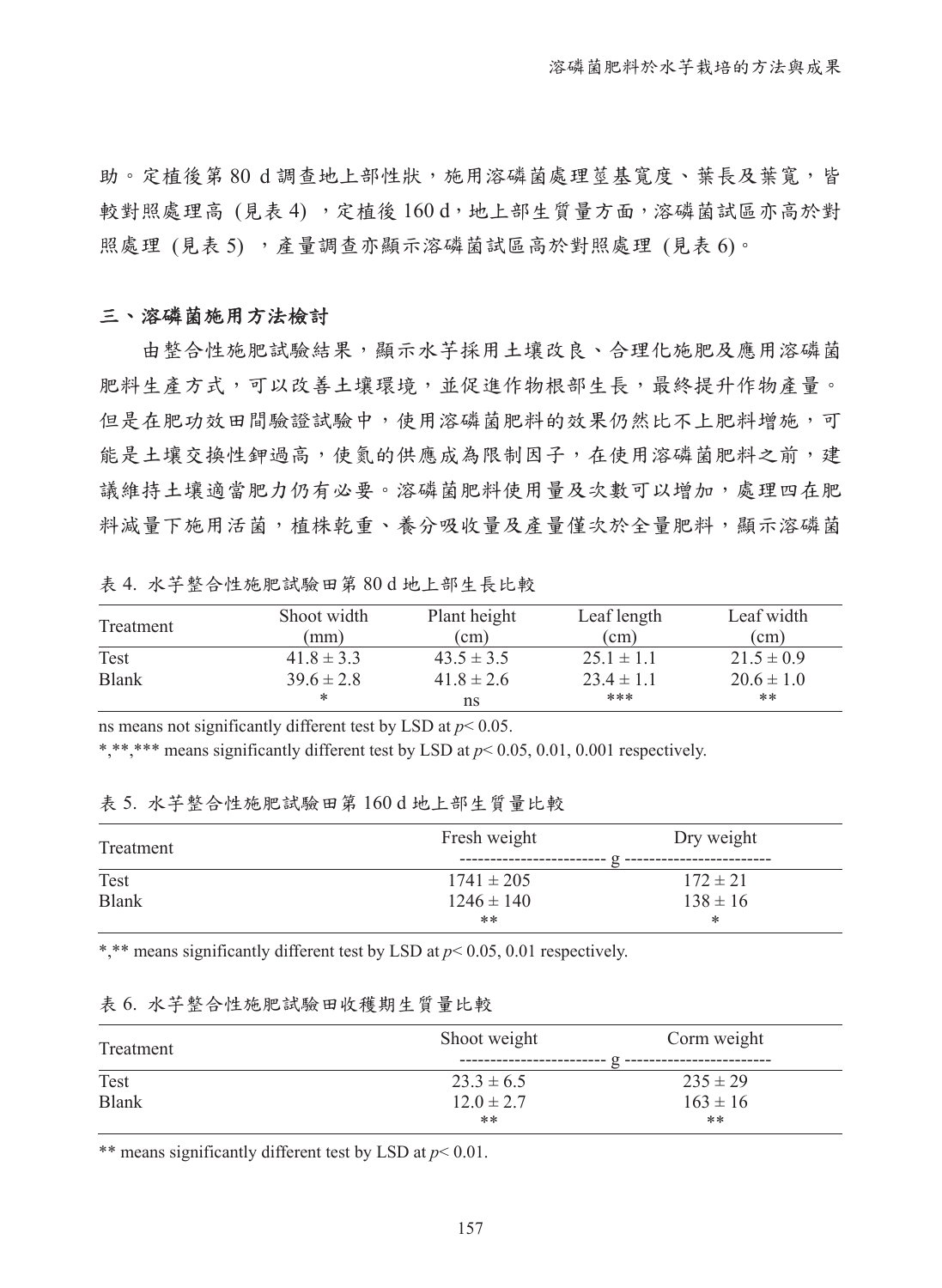助。定植後第 80 d 調查地上部性狀，施用溶磷菌處理莖基寬度、葉長及葉寬，皆較對照處理高 (見表 4) ，定植後 160 d，地上部生質量方面，溶磷菌試區亦高於對照處理 (見表 5) ，產量調查亦顯示溶磷菌試區高於對照處理 (見表 6)。

### 三、溶磷菌施用方法檢討

由整合性施肥試驗結果，顯示水芋採用土壤改良、合理化施肥及應用溶磷菌肥料生產方式，可以改善土壤環境，並促進作物根部生長，最終提升作物產量。但是在肥功效田間驗證試驗中，使用溶磷菌肥料的效果仍然比不上肥料增施，可能是土壤交換性鉀過高，使氮的供應成為限制因子，在使用溶磷菌肥料之前，建議維持土壤適當肥力仍有必要。溶磷菌肥料使用量及次數可以增加，處理四在肥料減量下施用活菌，植株乾重、養分吸收量及產量僅次於全量肥料，顯示溶磷菌

表 4. 水芋整合性施肥試驗田第 80 d 地上部生長比較

| Treatment | Shoot width (mm) | Plant height (cm) | Leaf length (cm) | Leaf width (cm) |
|---|---|---|---|---|
| Test | 41.8 ± 3.3 | 43.5 ± 3.5 | 25.1 ± 1.1 | 21.5 ± 0.9 |
| Blank | 39.6 ± 2.8 | 41.8 ± 2.6 | 23.4 ± 1.1 | 20.6 ± 1.0 |
| | * | ns | *** | ** |

ns means not significantly different test by LSD at $p< 0.05$.

*,**,*** means significantly different test by LSD at $p< 0.05$, 0.01, 0.001 respectively.

表 5. 水芋整合性施肥試驗田第 160 d 地上部生質量比較

| Treatment | Fresh weight | Dry weight |
|---|---|---|
| | g | g |
| Test | 1741 ± 205 | 172 ± 21 |
| Blank | 1246 ± 140 | 138 ± 16 |
| | ** | * |

*,** means significantly different test by LSD at $p< 0.05$, 0.01 respectively.

表 6. 水芋整合性施肥試驗田收穫期生質量比較

| Treatment | Shoot weight | Corm weight |
|---|---|---|
| | g | g |
| Test | 23.3 ± 6.5 | 235 ± 29 |
| Blank | 12.0 ± 2.7 | 163 ± 16 |
| | ** | ** |

** means significantly different test by LSD at $p< 0.01$.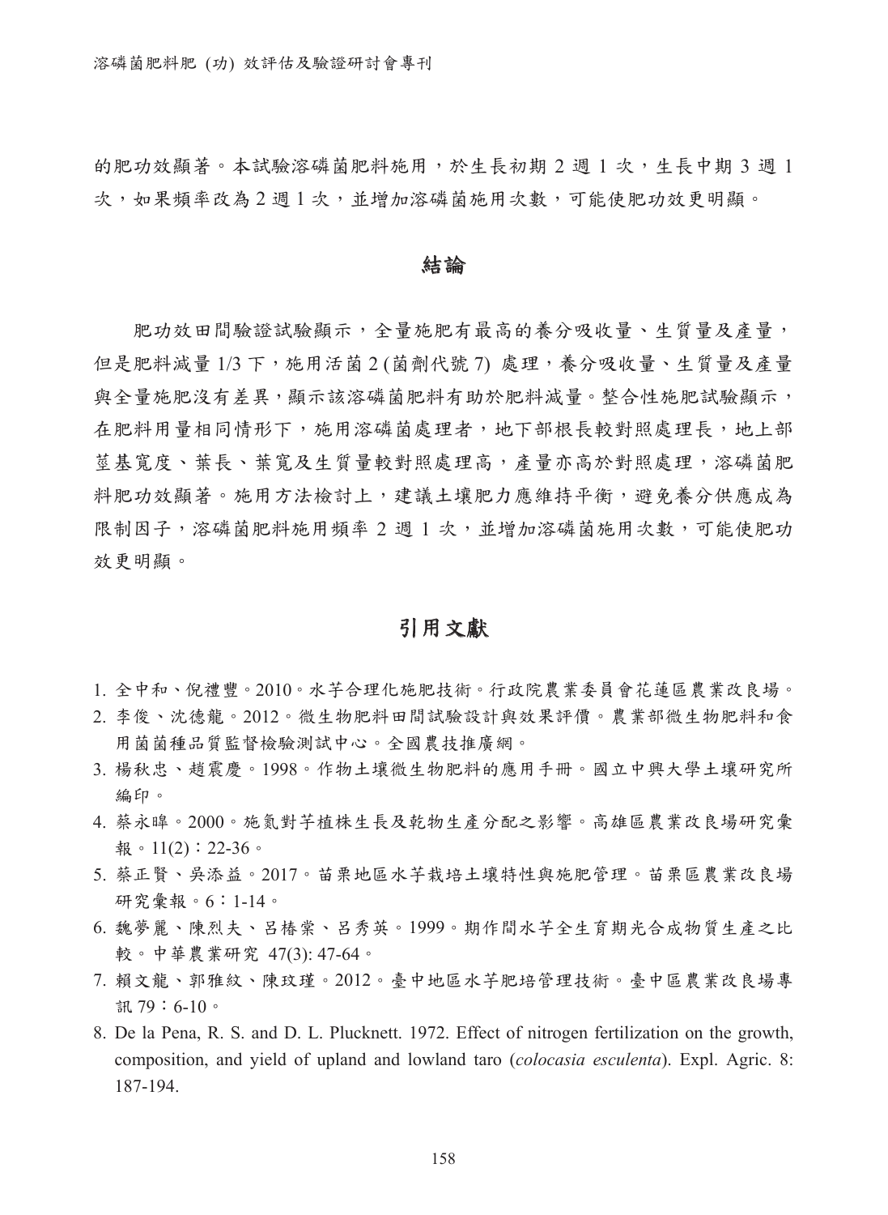的肥功效顯著。本試驗溶磷菌肥料施用，於生長初期 2 週 1 次，生長中期 3 週 1 次，如果頻率改為 2 週 1 次，並增加溶磷菌施用次數，可能使肥功效更明顯。

## 結論

肥功效田間驗證試驗顯示，全量施肥有最高的養分吸收量、生質量及產量，但是肥料減量 1/3 下，施用活菌 2 (菌劑代號 7) 處理，養分吸收量、生質量及產量與全量施肥沒有差異，顯示該溶磷菌肥料有助於肥料減量。整合性施肥試驗顯示，在肥料用量相同情形下，施用溶磷菌處理者，地下部根長較對照處理長，地上部莖基寬度、葉長、葉寬及生質量較對照處理高，產量亦高於對照處理，溶磷菌肥料肥功效顯著。施用方法檢討上，建議土壤肥力應維持平衡，避免養分供應成為限制因子，溶磷菌肥料施用頻率 2 週 1 次，並增加溶磷菌施用次數，可能使肥功效更明顯。

## 引用文獻

1. 全中和、倪禮豐。2010。水芋合理化施肥技術。行政院農業委員會花蓮區農業改良場。
2. 李俊、沈德龍。2012。微生物肥料田間試驗設計與效果評價。農業部微生物肥料和食用菌菌種品質監督檢驗測試中心。全國農技推廣網。
3. 楊秋忠、趙震慶。1998。作物土壤微生物肥料的應用手冊。國立中興大學土壤研究所編印。
4. 蔡永暭。2000。施氮對芋植株生長及乾物生產分配之影響。高雄區農業改良場研究彙報。11(2)：22-36。
5. 蔡正賢、吳添益。2017。苗栗地區水芋栽培土壤特性與施肥管理。苗栗區農業改良場研究彙報。6：1-14。
6. 魏夢麗、陳烈夫、呂椿棠、呂秀英。1999。期作間水芋全生育期光合成物質生產之比較。中華農業研究 47(3): 47-64。
7. 賴文龍、郭雅紋、陳玟瑾。2012。臺中地區水芋肥培管理技術。臺中區農業改良場專訊 79：6-10。
8. De la Pena, R. S. and D. L. Plucknett. 1972. Effect of nitrogen fertilization on the growth, composition, and yield of upland and lowland taro (*colocasia esculenta*). Expl. Agric. 8: 187-194.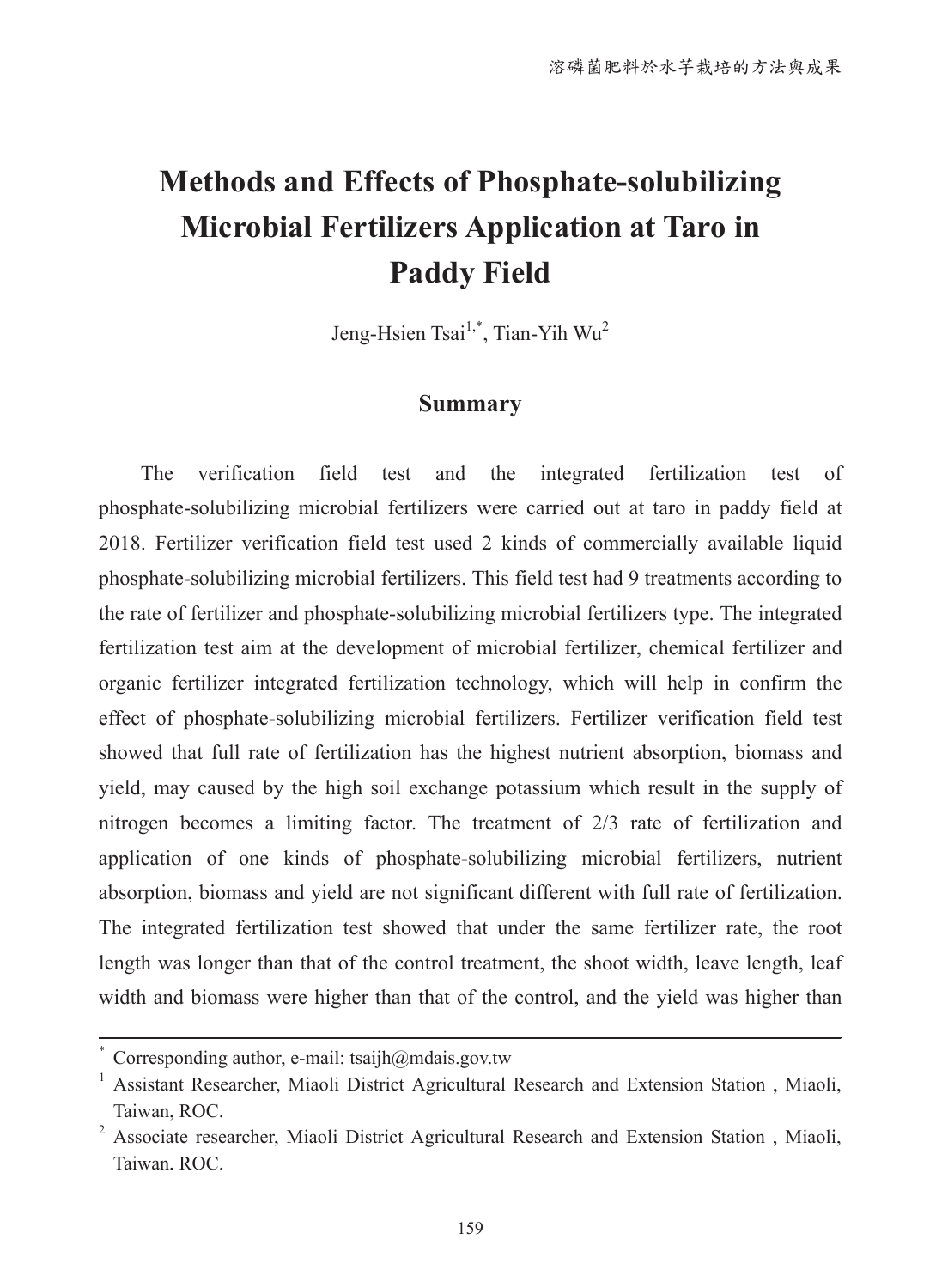# Methods and Effects of Phosphate-solubilizing Microbial Fertilizers Application at Taro in Paddy Field

Jeng-Hsien Tsai[1,*], Tian-Yih Wu[2]

## Summary

The verification field test and the integrated fertilization test of phosphate-solubilizing microbial fertilizers were carried out at taro in paddy field at 2018. Fertilizer verification field test used 2 kinds of commercially available liquid phosphate-solubilizing microbial fertilizers. This field test had 9 treatments according to the rate of fertilizer and phosphate-solubilizing microbial fertilizers type. The integrated fertilization test aim at the development of microbial fertilizer, chemical fertilizer and organic fertilizer integrated fertilization technology, which will help in confirm the effect of phosphate-solubilizing microbial fertilizers. Fertilizer verification field test showed that full rate of fertilization has the highest nutrient absorption, biomass and yield, may caused by the high soil exchange potassium which result in the supply of nitrogen becomes a limiting factor. The treatment of 2/3 rate of fertilization and application of one kinds of phosphate-solubilizing microbial fertilizers, nutrient absorption, biomass and yield are not significant different with full rate of fertilization. The integrated fertilization test showed that under the same fertilizer rate, the root length was longer than that of the control treatment, the shoot width, leave length, leaf width and biomass were higher than that of the control, and the yield was higher than

---

[*] Corresponding author, e-mail: tsaijh@mdais.gov.tw

[1] Assistant Researcher, Miaoli District Agricultural Research and Extension Station , Miaoli, Taiwan, ROC.

[2] Associate researcher, Miaoli District Agricultural Research and Extension Station , Miaoli, Taiwan, ROC.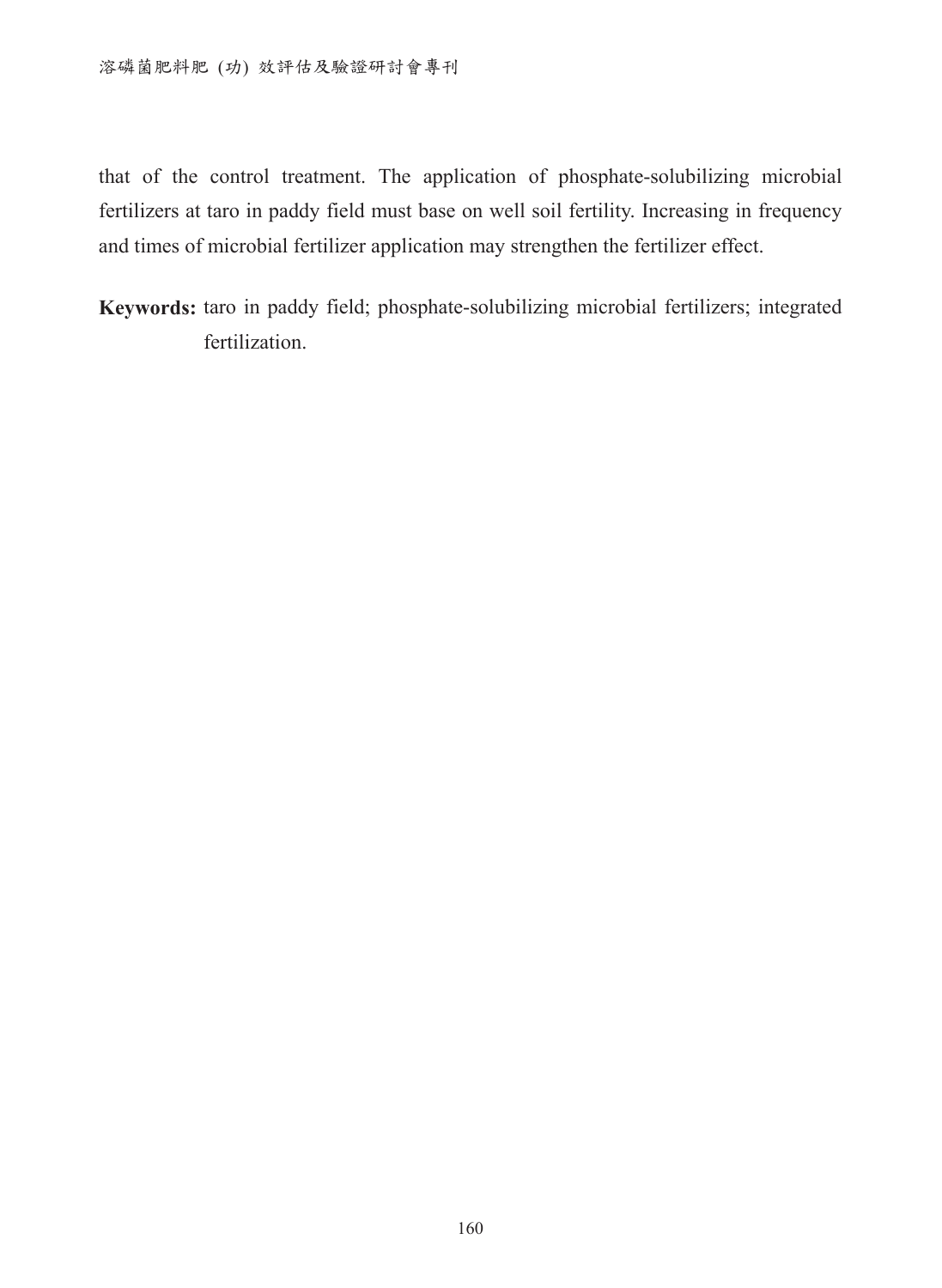that of the control treatment. The application of phosphate-solubilizing microbial fertilizers at taro in paddy field must base on well soil fertility. Increasing in frequency and times of microbial fertilizer application may strengthen the fertilizer effect.

**Keywords:** taro in paddy field; phosphate-solubilizing microbial fertilizers; integrated fertilization.